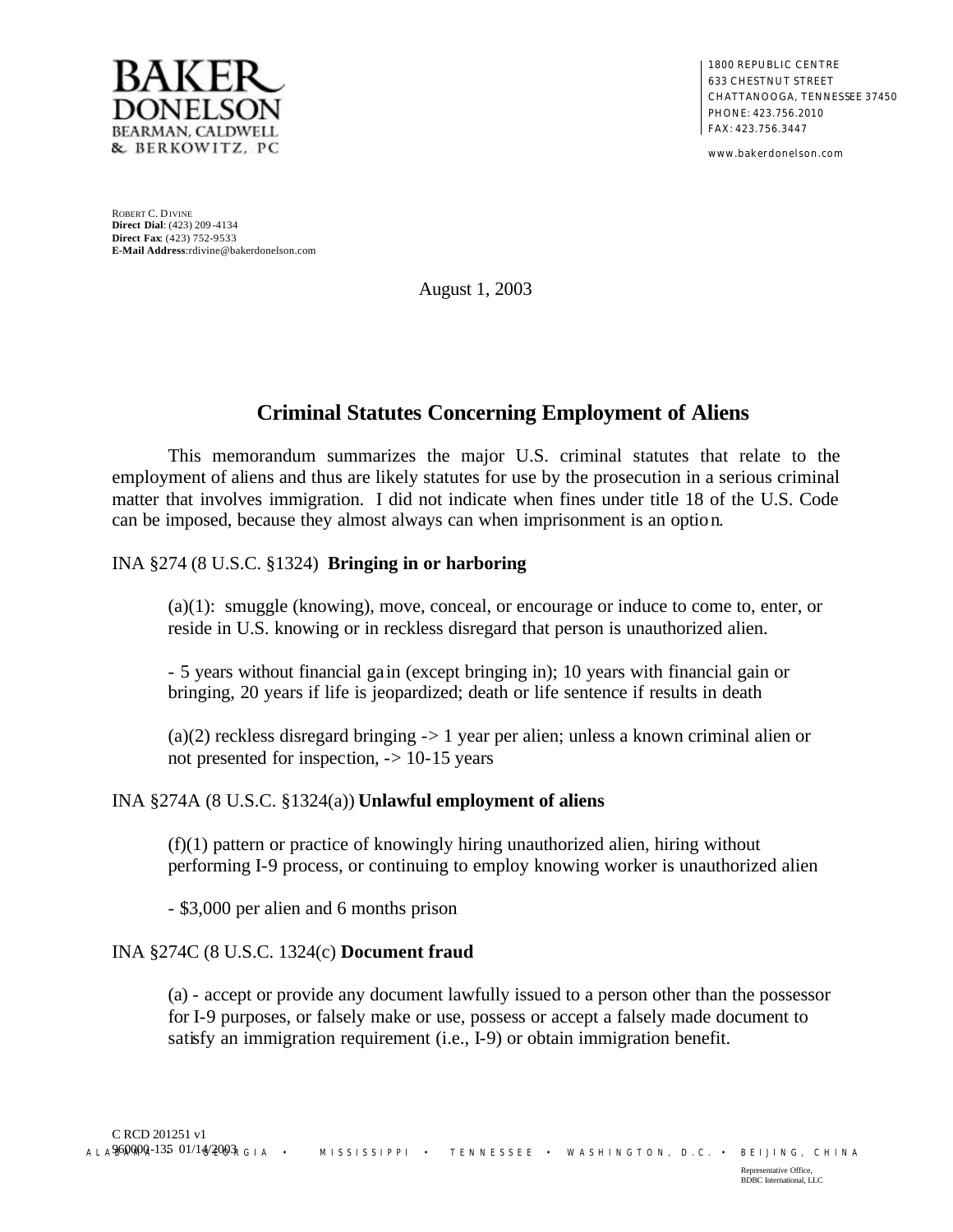**BAKER DONELSON**
BEARMAN, CALDWELL & BERKOWITZ, PC

1800 REPUBLIC CENTRE
633 CHESTNUT STREET
CHATTANOOGA, TENNESSEE 37450
PHONE: 423.756.2010
FAX: 423.756.3447

www.bakerdonelson.com

ROBERT C. DIVINE
**Direct Dial**: (423) 209-4134
**Direct Fax**: (423) 752-9533
**E-Mail Address**:rdivine@bakerdonelson.com

August 1, 2003

## Criminal Statutes Concerning Employment of Aliens

This memorandum summarizes the major U.S. criminal statutes that relate to the employment of aliens and thus are likely statutes for use by the prosecution in a serious criminal matter that involves immigration. I did not indicate when fines under title 18 of the U.S. Code can be imposed, because they almost always can when imprisonment is an option.

INA §274 (8 U.S.C. §1324) **Bringing in or harboring**

(a)(1): smuggle (knowing), move, conceal, or encourage or induce to come to, enter, or reside in U.S. knowing or in reckless disregard that person is unauthorized alien.

- 5 years without financial gain (except bringing in); 10 years with financial gain or bringing, 20 years if life is jeopardized; death or life sentence if results in death

(a)(2) reckless disregard bringing -> 1 year per alien; unless a known criminal alien or not presented for inspection, -> 10-15 years

INA §274A (8 U.S.C. §1324(a)) **Unlawful employment of aliens**

(f)(1) pattern or practice of knowingly hiring unauthorized alien, hiring without performing I-9 process, or continuing to employ knowing worker is unauthorized alien

- $3,000 per alien and 6 months prison

INA §274C (8 U.S.C. 1324(c) **Document fraud**

(a) - accept or provide any document lawfully issued to a person other than the possessor for I-9 purposes, or falsely make or use, possess or accept a falsely made document to satisfy an immigration requirement (i.e., I-9) or obtain immigration benefit.

C RCD 201251 v1
960000-135 01/14/2003

ALABAMA • GEORGIA • MISSISSIPPI • TENNESSEE • WASHINGTON, D.C. • BEIJING, CHINA

Representative Office,
BDBC International, LLC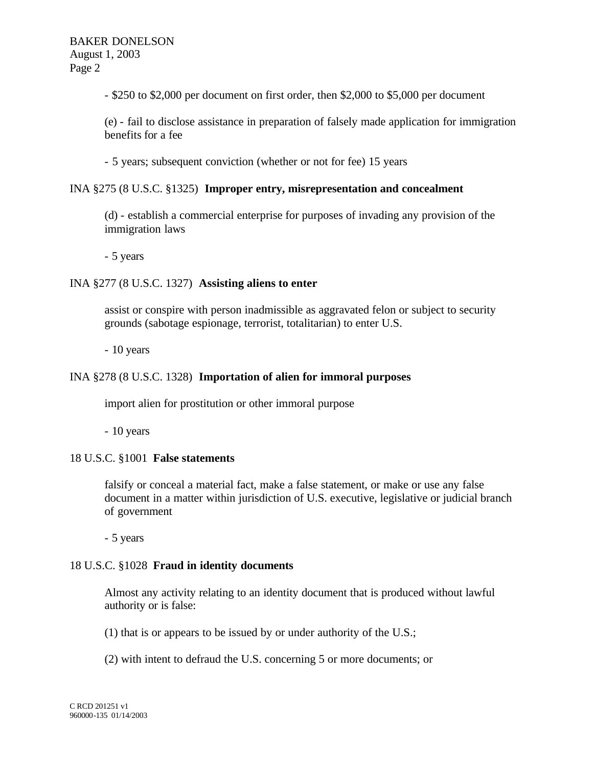- $250 to $2,000 per document on first order, then $2,000 to $5,000 per document

(e) - fail to disclose assistance in preparation of falsely made application for immigration benefits for a fee

- 5 years; subsequent conviction (whether or not for fee) 15 years

INA §275 (8 U.S.C. §1325) **Improper entry, misrepresentation and concealment**

(d) - establish a commercial enterprise for purposes of invading any provision of the immigration laws

- 5 years

INA §277 (8 U.S.C. 1327) **Assisting aliens to enter**

assist or conspire with person inadmissible as aggravated felon or subject to security grounds (sabotage espionage, terrorist, totalitarian) to enter U.S.

- 10 years

INA §278 (8 U.S.C. 1328) **Importation of alien for immoral purposes**

import alien for prostitution or other immoral purpose

- 10 years

18 U.S.C. §1001 **False statements**

falsify or conceal a material fact, make a false statement, or make or use any false document in a matter within jurisdiction of U.S. executive, legislative or judicial branch of government

- 5 years

18 U.S.C. §1028 **Fraud in identity documents**

Almost any activity relating to an identity document that is produced without lawful authority or is false:

(1) that is or appears to be issued by or under authority of the U.S.;

(2) with intent to defraud the U.S. concerning 5 or more documents; or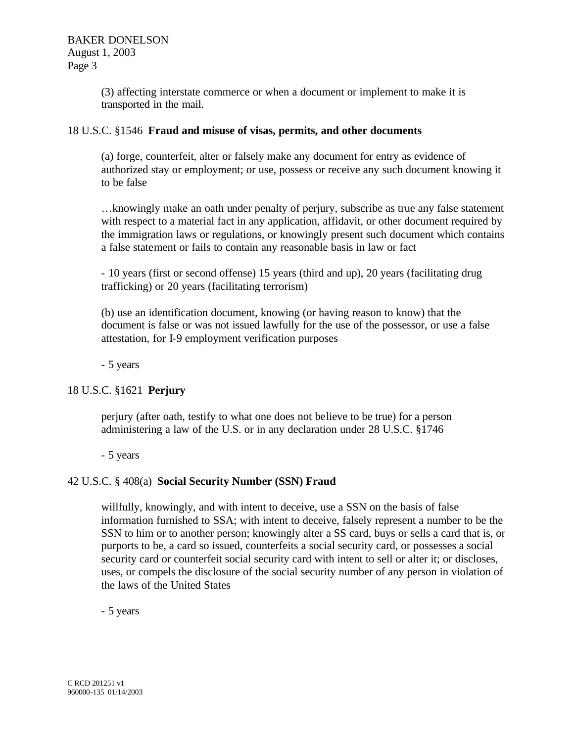(3) affecting interstate commerce or when a document or implement to make it is transported in the mail.

18 U.S.C. §1546 **Fraud and misuse of visas, permits, and other documents**

(a) forge, counterfeit, alter or falsely make any document for entry as evidence of authorized stay or employment; or use, possess or receive any such document knowing it to be false

…knowingly make an oath under penalty of perjury, subscribe as true any false statement with respect to a material fact in any application, affidavit, or other document required by the immigration laws or regulations, or knowingly present such document which contains a false statement or fails to contain any reasonable basis in law or fact

- 10 years (first or second offense) 15 years (third and up), 20 years (facilitating drug trafficking) or 20 years (facilitating terrorism)

(b) use an identification document, knowing (or having reason to know) that the document is false or was not issued lawfully for the use of the possessor, or use a false attestation, for I-9 employment verification purposes

- 5 years

18 U.S.C. §1621 **Perjury**

perjury (after oath, testify to what one does not believe to be true) for a person administering a law of the U.S. or in any declaration under 28 U.S.C. §1746

- 5 years

42 U.S.C. § 408(a) **Social Security Number (SSN) Fraud**

willfully, knowingly, and with intent to deceive, use a SSN on the basis of false information furnished to SSA; with intent to deceive, falsely represent a number to be the SSN to him or to another person; knowingly alter a SS card, buys or sells a card that is, or purports to be, a card so issued, counterfeits a social security card, or possesses a social security card or counterfeit social security card with intent to sell or alter it; or discloses, uses, or compels the disclosure of the social security number of any person in violation of the laws of the United States

- 5 years